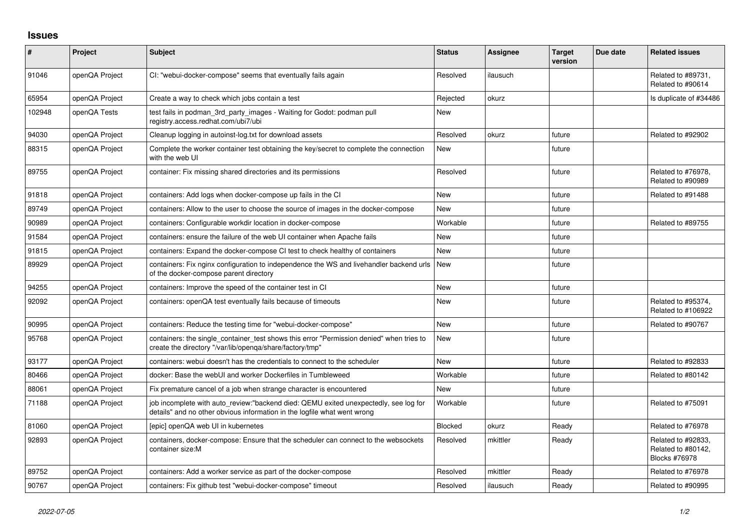# Issues

| # | Project | Subject | Status | Assignee | Target version | Due date | Related issues |
|---|---|---|---|---|---|---|---|
| 91046 | openQA Project | CI: "webui-docker-compose" seems that eventually fails again | Resolved | ilausuch | | | Related to #89731, Related to #90614 |
| 65954 | openQA Project | Create a way to check which jobs contain a test | Rejected | okurz | | | Is duplicate of #34486 |
| 102948 | openQA Tests | test fails in podman_3rd_party_images - Waiting for Godot: podman pull registry.access.redhat.com/ubi7/ubi | New | | | | |
| 94030 | openQA Project | Cleanup logging in autoinst-log.txt for download assets | Resolved | okurz | future | | Related to #92902 |
| 88315 | openQA Project | Complete the worker container test obtaining the key/secret to complete the connection with the web UI | New | | future | | |
| 89755 | openQA Project | container: Fix missing shared directories and its permissions | Resolved | | future | | Related to #76978, Related to #90989 |
| 91818 | openQA Project | containers: Add logs when docker-compose up fails in the CI | New | | future | | Related to #91488 |
| 89749 | openQA Project | containers: Allow to the user to choose the source of images in the docker-compose | New | | future | | |
| 90989 | openQA Project | containers: Configurable workdir location in docker-compose | Workable | | future | | Related to #89755 |
| 91584 | openQA Project | containers: ensure the failure of the web UI container when Apache fails | New | | future | | |
| 91815 | openQA Project | containers: Expand the docker-compose CI test to check healthy of containers | New | | future | | |
| 89929 | openQA Project | containers: Fix nginx configuration to independence the WS and livehandler backend urls of the docker-compose parent directory | New | | future | | |
| 94255 | openQA Project | containers: Improve the speed of the container test in CI | New | | future | | |
| 92092 | openQA Project | containers: openQA test eventually fails because of timeouts | New | | future | | Related to #95374, Related to #106922 |
| 90995 | openQA Project | containers: Reduce the testing time for "webui-docker-compose" | New | | future | | Related to #90767 |
| 95768 | openQA Project | containers: the single_container_test shows this error "Permission denied" when tries to create the directory "/var/lib/openqa/share/factory/tmp" | New | | future | | |
| 93177 | openQA Project | containers: webui doesn't has the credentials to connect to the scheduler | New | | future | | Related to #92833 |
| 80466 | openQA Project | docker: Base the webUI and worker Dockerfiles in Tumbleweed | Workable | | future | | Related to #80142 |
| 88061 | openQA Project | Fix premature cancel of a job when strange character is encountered | New | | future | | |
| 71188 | openQA Project | job incomplete with auto_review:"backend died: QEMU exited unexpectedly, see log for details" and no other obvious information in the logfile what went wrong | Workable | | future | | Related to #75091 |
| 81060 | openQA Project | [epic] openQA web UI in kubernetes | Blocked | okurz | Ready | | Related to #76978 |
| 92893 | openQA Project | containers, docker-compose: Ensure that the scheduler can connect to the websockets container size:M | Resolved | mkittler | Ready | | Related to #92833, Related to #80142, Blocks #76978 |
| 89752 | openQA Project | containers: Add a worker service as part of the docker-compose | Resolved | mkittler | Ready | | Related to #76978 |
| 90767 | openQA Project | containers: Fix github test "webui-docker-compose" timeout | Resolved | ilausuch | Ready | | Related to #90995 |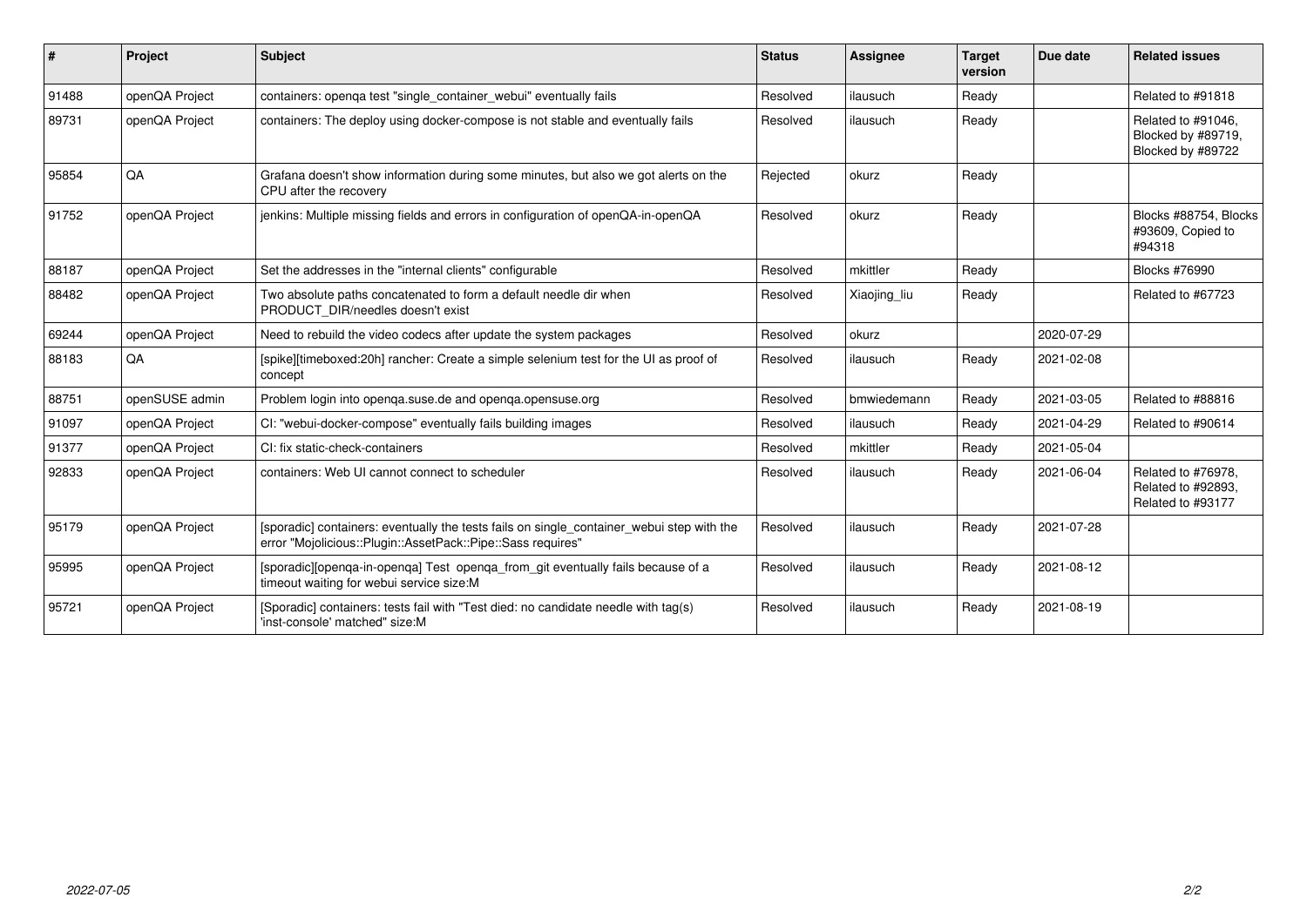| # | Project | Subject | Status | Assignee | Target version | Due date | Related issues |
|---|---|---|---|---|---|---|---|
| 91488 | openQA Project | containers: openqa test "single_container_webui" eventually fails | Resolved | ilausuch | Ready | | Related to #91818 |
| 89731 | openQA Project | containers: The deploy using docker-compose is not stable and eventually fails | Resolved | ilausuch | Ready | | Related to #91046, Blocked by #89719, Blocked by #89722 |
| 95854 | QA | Grafana doesn't show information during some minutes, but also we got alerts on the CPU after the recovery | Rejected | okurz | Ready | | |
| 91752 | openQA Project | jenkins: Multiple missing fields and errors in configuration of openQA-in-openQA | Resolved | okurz | Ready | | Blocks #88754, Blocks #93609, Copied to #94318 |
| 88187 | openQA Project | Set the addresses in the "internal clients" configurable | Resolved | mkittler | Ready | | Blocks #76990 |
| 88482 | openQA Project | Two absolute paths concatenated to form a default needle dir when PRODUCT_DIR/needles doesn't exist | Resolved | Xiaojing_liu | Ready | | Related to #67723 |
| 69244 | openQA Project | Need to rebuild the video codecs after update the system packages | Resolved | okurz | | 2020-07-29 | |
| 88183 | QA | [spike][timeboxed:20h] rancher: Create a simple selenium test for the UI as proof of concept | Resolved | ilausuch | Ready | 2021-02-08 | |
| 88751 | openSUSE admin | Problem login into openqa.suse.de and openqa.opensuse.org | Resolved | bmwiedemann | Ready | 2021-03-05 | Related to #88816 |
| 91097 | openQA Project | CI: "webui-docker-compose" eventually fails building images | Resolved | ilausuch | Ready | 2021-04-29 | Related to #90614 |
| 91377 | openQA Project | CI: fix static-check-containers | Resolved | mkittler | Ready | 2021-05-04 | |
| 92833 | openQA Project | containers: Web UI cannot connect to scheduler | Resolved | ilausuch | Ready | 2021-06-04 | Related to #76978, Related to #92893, Related to #93177 |
| 95179 | openQA Project | [sporadic] containers: eventually the tests fails on single_container_webui step with the error "Mojolicious::Plugin::AssetPack::Pipe::Sass requires" | Resolved | ilausuch | Ready | 2021-07-28 | |
| 95995 | openQA Project | [sporadic][openqa-in-openqa] Test openqa_from_git eventually fails because of a timeout waiting for webui service size:M | Resolved | ilausuch | Ready | 2021-08-12 | |
| 95721 | openQA Project | [Sporadic] containers: tests fail with "Test died: no candidate needle with tag(s) 'inst-console' matched" size:M | Resolved | ilausuch | Ready | 2021-08-19 | |